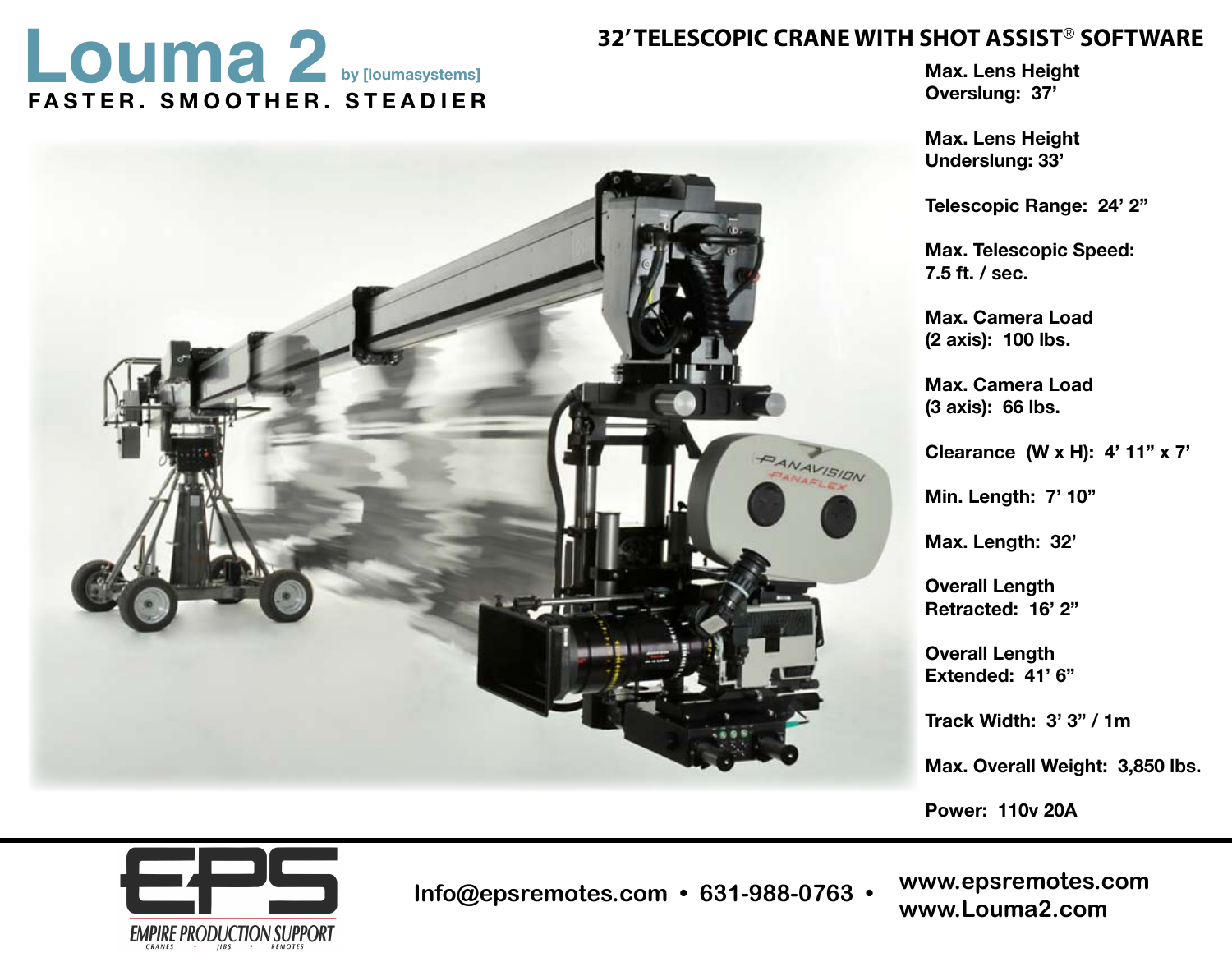# Louma 2 by [loumasystems]

**FASTER. SMOOTHER. STEADIER**

## 32' TELESCOPIC CRANE WITH SHOT ASSIST® SOFTWARE

**Max. Lens Height Overslung: 37'**

**Max. Lens Height Underslung: 33'**

**Telescopic Range: 24' 2"**

**Max. Telescopic Speed: 7.5 ft. / sec.**

**Max. Camera Load (2 axis): 100 lbs.**

**Max. Camera Load (3 axis): 66 lbs.**

**Clearance (W x H): 4' 11" x 7'**

**Min. Length: 7' 10"**

**Max. Length: 32'**

**Overall Length Retracted: 16' 2"**

**Overall Length Extended: 41' 6"**

**Track Width: 3' 3" / 1m**

**Max. Overall Weight: 3,850 lbs.**

**Power: 110v 20A**

---

EPS
EMPIRE PRODUCTION SUPPORT
CRANES • JIBS • REMOTES

Info@epsremotes.com • 631-988-0763 • www.epsremotes.com
www.Louma2.com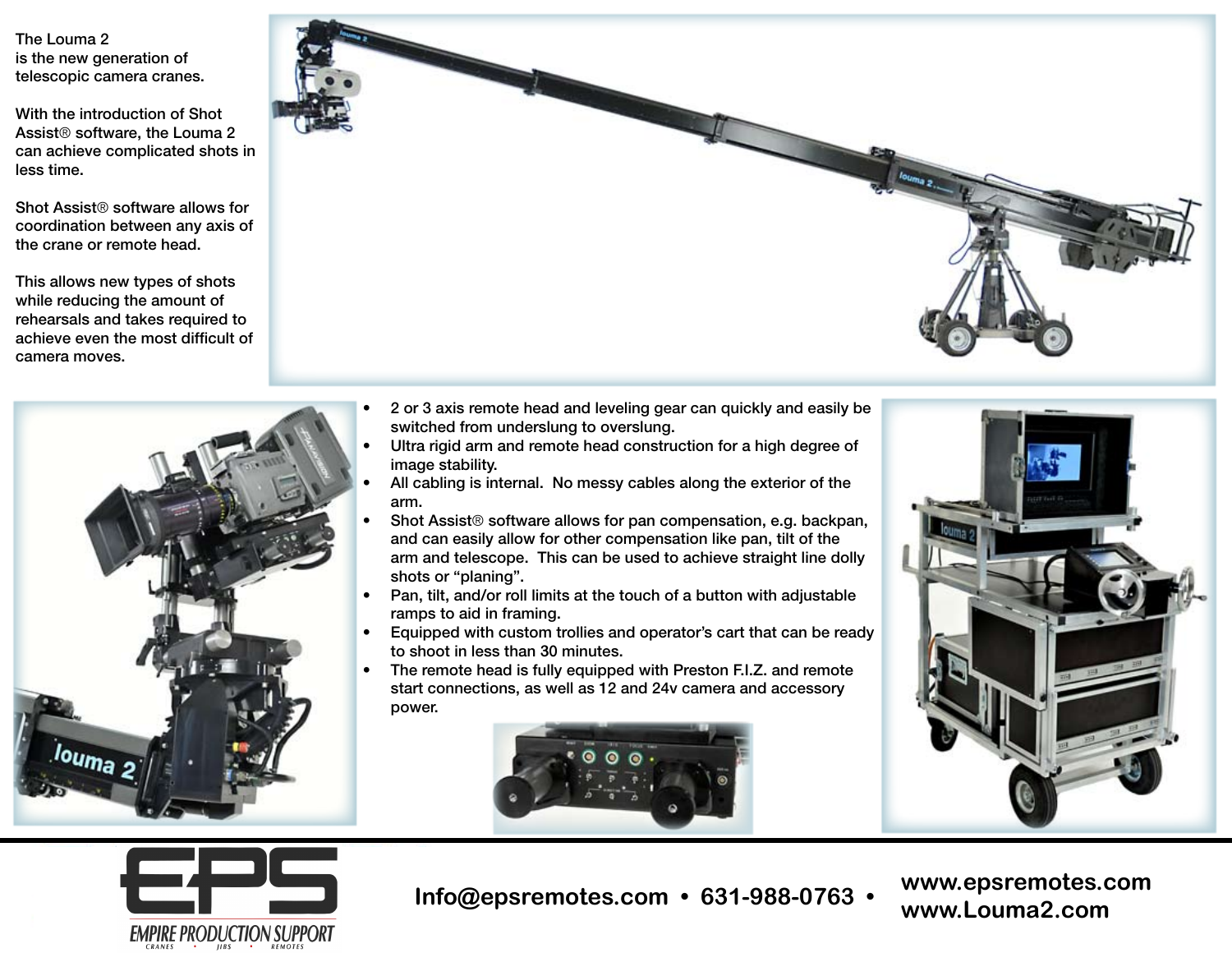The Louma 2
is the new generation of
telescopic camera cranes.

With the introduction of Shot Assist® software, the Louma 2 can achieve complicated shots in less time.

Shot Assist® software allows for coordination between any axis of the crane or remote head.

This allows new types of shots while reducing the amount of rehearsals and takes required to achieve even the most difficult of camera moves.

- 2 or 3 axis remote head and leveling gear can quickly and easily be switched from underslung to overslung.
- Ultra rigid arm and remote head construction for a high degree of image stability.
- All cabling is internal. No messy cables along the exterior of the arm.
- Shot Assist® software allows for pan compensation, e.g. backpan, and can easily allow for other compensation like pan, tilt of the arm and telescope. This can be used to achieve straight line dolly shots or "planing".
- Pan, tilt, and/or roll limits at the touch of a button with adjustable ramps to aid in framing.
- Equipped with custom trollies and operator's cart that can be ready to shoot in less than 30 minutes.
- The remote head is fully equipped with Preston F.I.Z. and remote start connections, as well as 12 and 24v camera and accessory power.

EPS
EMPIRE PRODUCTION SUPPORT
CRANES • JIBS • REMOTES

Info@epsremotes.com • 631-988-0763 • www.epsremotes.com
www.Louma2.com